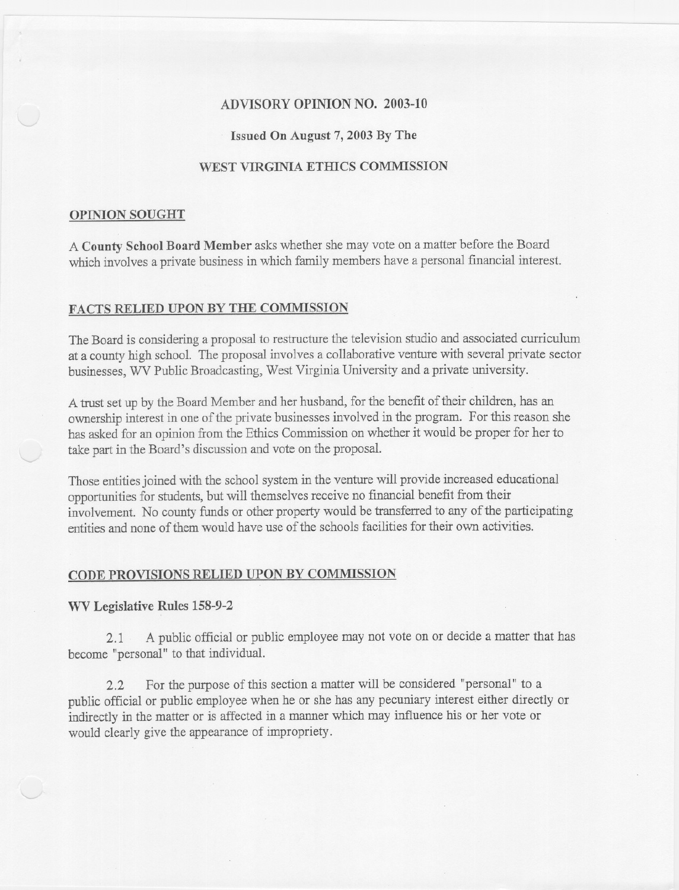# ADVISORY OPINION NO. 2003-10

**Issued On August 7, 2003 By The**

## WEST VIRGINIA ETHICS COMMISSION

### OPINION SOUGHT

A **County School Board Member** asks whether she may vote on a matter before the Board which involves a private business in which family members have a personal financial interest.

### FACTS RELIED UPON BY THE COMMISSION

The Board is considering a proposal to restructure the television studio and associated curriculum at a county high school. The proposal involves a collaborative venture with several private sector businesses, WV Public Broadcasting, West Virginia University and a private university.

A trust set up by the Board Member and her husband, for the benefit of their children, has an ownership interest in one of the private businesses involved in the program. For this reason she has asked for an opinion from the Ethics Commission on whether it would be proper for her to take part in the Board's discussion and vote on the proposal.

Those entities joined with the school system in the venture will provide increased educational opportunities for students, but will themselves receive no financial benefit from their involvement. No county funds or other property would be transferred to any of the participating entities and none of them would have use of the schools facilities for their own activities.

### CODE PROVISIONS RELIED UPON BY COMMISSION

**WV Legislative Rules 158-9-2**

2.1 A public official or public employee may not vote on or decide a matter that has become "personal" to that individual.

2.2 For the purpose of this section a matter will be considered "personal" to a public official or public employee when he or she has any pecuniary interest either directly or indirectly in the matter or is affected in a manner which may influence his or her vote or would clearly give the appearance of impropriety.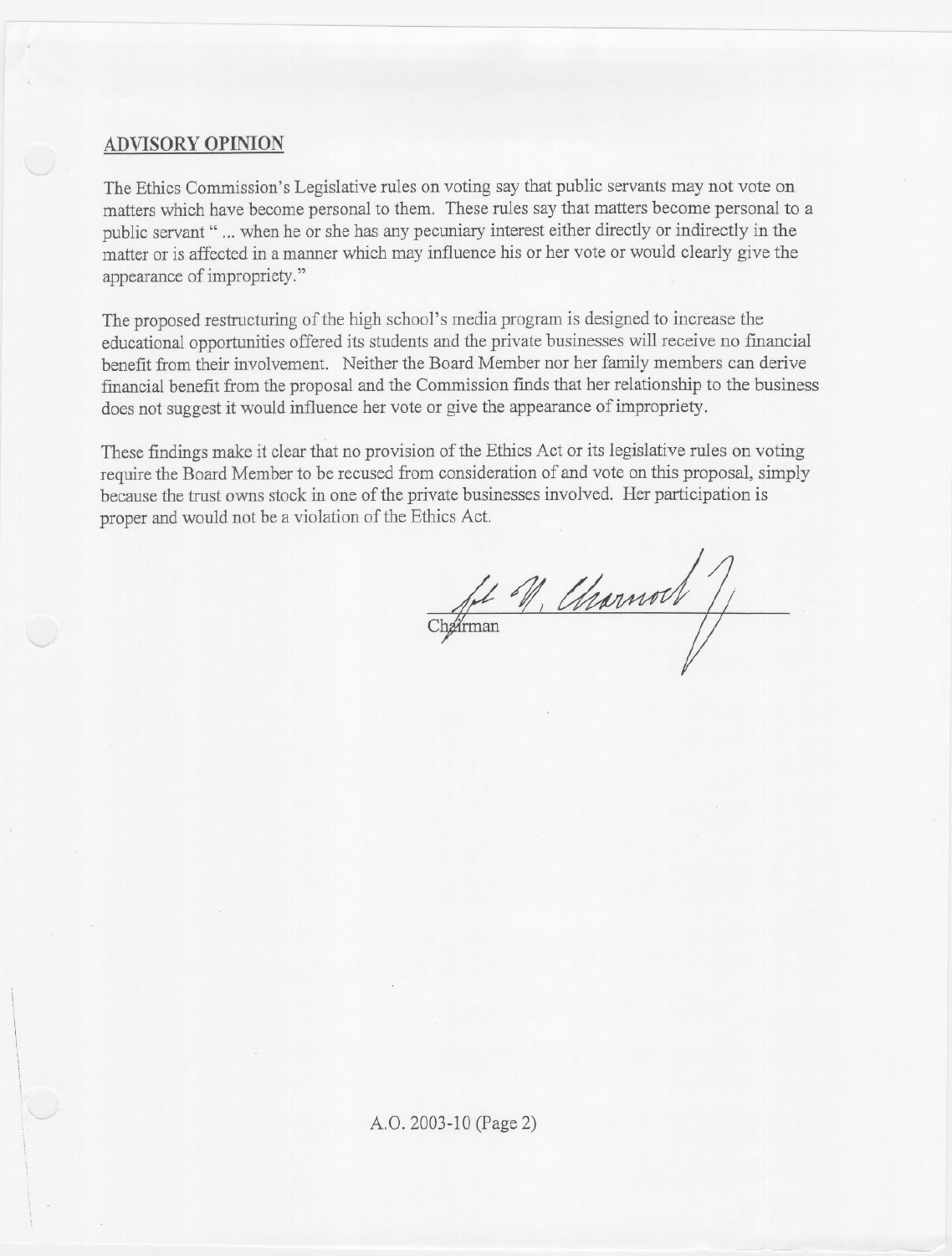## ADVISORY OPINION

The Ethics Commission's Legislative rules on voting say that public servants may not vote on matters which have become personal to them. These rules say that matters become personal to a public servant " ... when he or she has any pecuniary interest either directly or indirectly in the matter or is affected in a manner which may influence his or her vote or would clearly give the appearance of impropriety."

The proposed restructuring of the high school's media program is designed to increase the educational opportunities offered its students and the private businesses will receive no financial benefit from their involvement. Neither the Board Member nor her family members can derive financial benefit from the proposal and the Commission finds that her relationship to the business does not suggest it would influence her vote or give the appearance of impropriety.

These findings make it clear that no provision of the Ethics Act or its legislative rules on voting require the Board Member to be recused from consideration of and vote on this proposal, simply because the trust owns stock in one of the private businesses involved. Her participation is proper and would not be a violation of the Ethics Act.

Chairman

A.O. 2003-10 (Page 2)